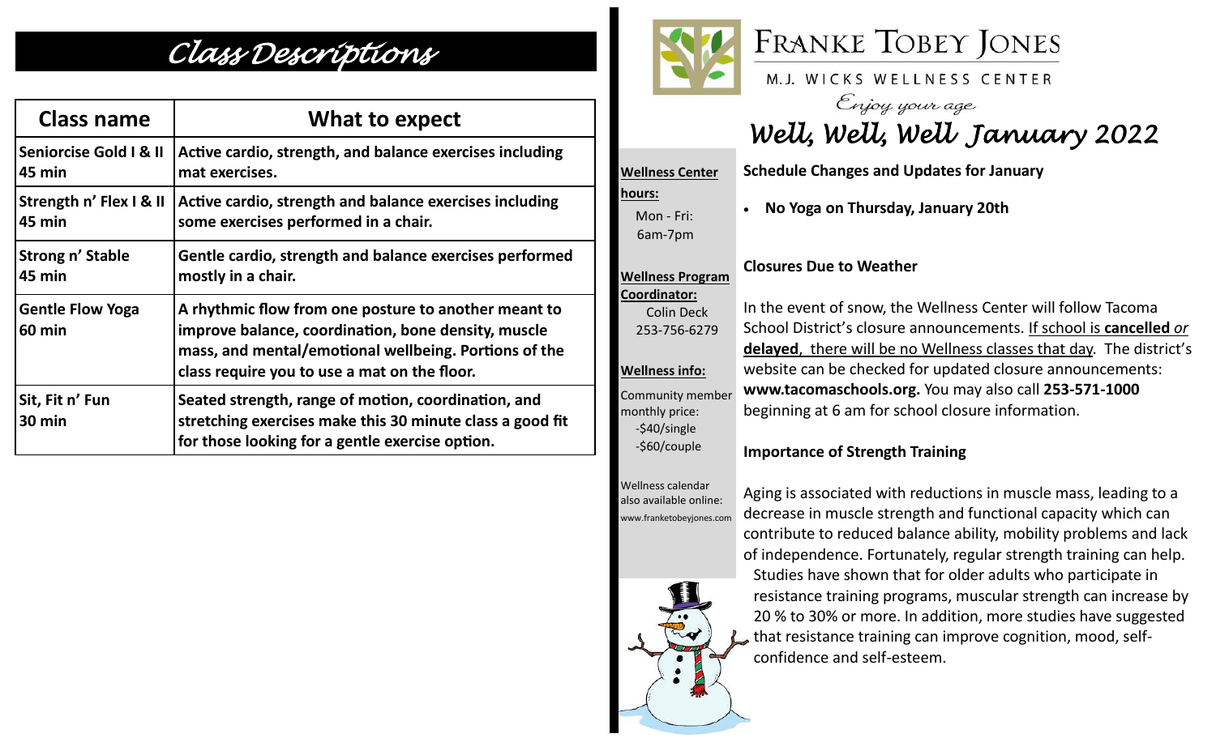# Class Descriptions

| Class name | What to expect |
|---|---|
| **Seniorcise Gold I & II 45 min** | **Active cardio, strength, and balance exercises including mat exercises.** |
| **Strength n' Flex I & II 45 min** | **Active cardio, strength and balance exercises including some exercises performed in a chair.** |
| **Strong n' Stable 45 min** | **Gentle cardio, strength and balance exercises performed mostly in a chair.** |
| **Gentle Flow Yoga 60 min** | **A rhythmic flow from one posture to another meant to improve balance, coordination, bone density, muscle mass, and mental/emotional wellbeing. Portions of the class require you to use a mat on the floor.** |
| **Sit, Fit n' Fun 30 min** | **Seated strength, range of motion, coordination, and stretching exercises make this 30 minute class a good fit for those looking for a gentle exercise option.** |

# FRANKE TOBEY JONES

M.J. WICKS WELLNESS CENTER

*Enjoy your age*

# *Well, Well, Well January 2022*

**Wellness Center hours:**

Mon - Fri:
6am-7pm

**Wellness Program Coordinator:**

Colin Deck
253-756-6279

**Wellness info:**

Community member monthly price:
-$40/single
-$60/couple

Wellness calendar also available online:
www.franketobeyjones.com

**Schedule Changes and Updates for January**

- **No Yoga on Thursday, January 20th**

**Closures Due to Weather**

In the event of snow, the Wellness Center will follow Tacoma School District's closure announcements. If school is **cancelled** *or* **delayed**, there will be no Wellness classes that day. The district's website can be checked for updated closure announcements: **www.tacomaschools.org.** You may also call **253-571-1000** beginning at 6 am for school closure information.

**Importance of Strength Training**

Aging is associated with reductions in muscle mass, leading to a decrease in muscle strength and functional capacity which can contribute to reduced balance ability, mobility problems and lack of independence. Fortunately, regular strength training can help. Studies have shown that for older adults who participate in resistance training programs, muscular strength can increase by 20 % to 30% or more. In addition, more studies have suggested that resistance training can improve cognition, mood, self-confidence and self-esteem.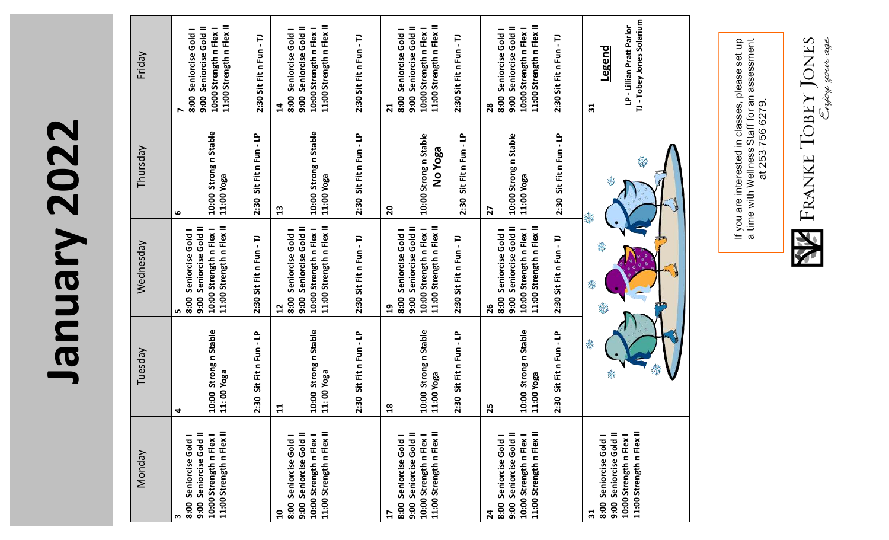# January 2022

| Monday | Tuesday | Wednesday | Thursday | Friday |
|---|---|---|---|---|
| 3<br>8:00 Seniorcise Gold I<br>9:00 Seniorcise Gold II<br>10:00 Strength n Flex I<br>11:00 Strength n Flex II | 4<br>10:00 Strong n Stable<br>11: 00 Yoga<br>2:30 Sit Fit n Fun - LP | 5<br>8:00 Seniorcise Gold I<br>9:00 Seniorcise Gold II<br>10:00 Strength n Flex I<br>11:00 Strength n Flex II<br>2:30 Sit Fit n Fun - TJ | 6<br>10:00 Strong n Stable<br>11:00 Yoga<br>2:30 Sit Fit n Fun - LP | 7<br>8:00 Seniorcise Gold I<br>9:00 Seniorcise Gold II<br>10:00 Strength n Flex I<br>11:00 Strength n Flex II<br>2:30 Sit Fit n Fun - TJ |
| 10<br>8:00 Seniorcise Gold I<br>9:00 Seniorcise Gold II<br>10:00 Strength n Flex I<br>11:00 Strength n Flex II | 11<br>10:00 Strong n Stable<br>11:00 Yoga<br>2:30 Sit Fit n Fun - LP | 12<br>8:00 Seniorcise Gold I<br>9:00 Seniorcise Gold II<br>10:00 Strength n Flex I<br>11:00 Strength n Flex II<br>2:30 Sit Fit n Fun - TJ | 13<br>10:00 Strong n Stable<br>11:00 Yoga<br>2:30 Sit Fit n Fun - LP | 14<br>8:00 Seniorcise Gold I<br>9:00 Seniorcise Gold II<br>10:00 Strength n Flex I<br>11:00 Strength n Flex II<br>2:30 Sit Fit n Fun - TJ |
| 17<br>8:00 Seniorcise Gold I<br>9:00 Seniorcise Gold II<br>10:00 Strength n Flex I<br>11:00 Strength n Flex II | 18<br>10:00 Strong n Stable<br>11:00 Yoga<br>2:30 Sit Fit n Fun - LP | 19<br>8:00 Seniorcise Gold I<br>9:00 Seniorcise Gold II<br>10:00 Strength n Flex I<br>11:00 Strength n Flex II<br>2:30 Sit Fit n Fun - TJ | 20<br>10:00 Strong n Stable<br>**No Yoga**<br>2:30 Sit Fit n Fun - LP | 21<br>8:00 Seniorcise Gold I<br>9:00 Seniorcise Gold II<br>10:00 Strength n Flex I<br>11:00 Strength n Flex II<br>2:30 Sit Fit n Fun - TJ |
| 24<br>8:00 Seniorcise Gold I<br>9:00 Seniorcise Gold II<br>10:00 Strength n Flex I<br>11:00 Strength n Flex II | 25<br>10:00 Strong n Stable<br>11:00 Yoga<br>2:30 Sit Fit n Fun - LP | 26<br>8:00 Seniorcise Gold I<br>9:00 Seniorcise Gold II<br>10:00 Strength n Flex I<br>11:00 Strength n Flex II<br>2:30 Sit Fit n Fun - TJ | 27<br>10:00 Strong n Stable<br>11:00 Yoga<br>2:30 Sit Fit n Fun - LP | 28<br>8:00 Seniorcise Gold I<br>9:00 Seniorcise Gold II<br>10:00 Strength n Flex I<br>11:00 Strength n Flex II<br>2:30 Sit Fit n Fun - TJ |
| 31<br>8:00 Seniorcise Gold I<br>9:00 Seniorcise Gold II<br>10:00 Strength n Flex I<br>11:00 Strength n Flex II | | | | 31<br>**Legend**<br>LP - Lillian Pratt Parlor<br>TJ - Tobey Jones Solarium |

If you are interested in classes, please set up a time with Wellness Staff for an assessment at 253-756-6279.

FRANKE TOBEY JONES
*Enjoy your age*